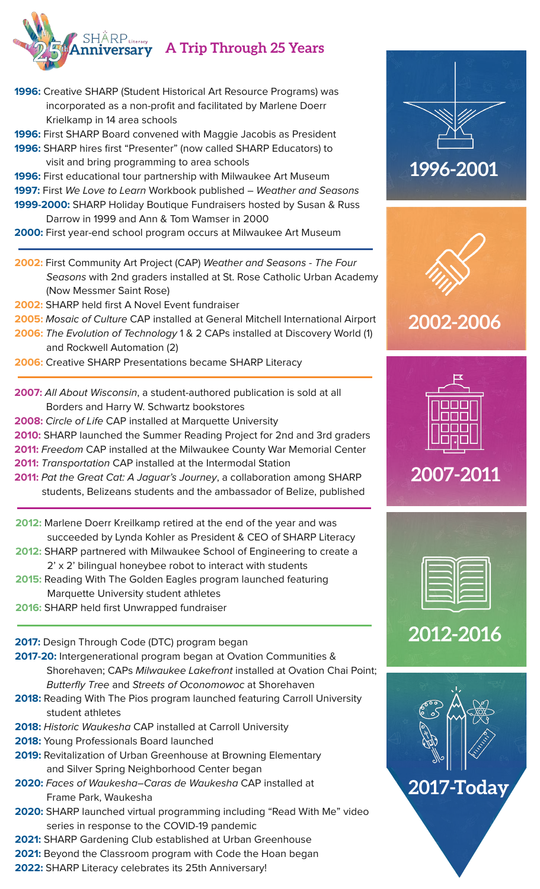SHARP Literacy 25th Anniversary

# A Trip Through 25 Years

## 1996-2001

**1996:** Creative SHARP (Student Historical Art Resource Programs) was incorporated as a non-profit and facilitated by Marlene Doerr Krielkamp in 14 area schools

**1996:** First SHARP Board convened with Maggie Jacobis as President

**1996:** SHARP hires first "Presenter" (now called SHARP Educators) to visit and bring programming to area schools

**1996:** First educational tour partnership with Milwaukee Art Museum

**1997:** First *We Love to Learn* Workbook published – *Weather and Seasons*

**1999-2000:** SHARP Holiday Boutique Fundraisers hosted by Susan & Russ Darrow in 1999 and Ann & Tom Wamser in 2000

**2000:** First year-end school program occurs at Milwaukee Art Museum

## 2002-2006

**2002:** First Community Art Project (CAP) *Weather and Seasons - The Four Seasons* with 2nd graders installed at St. Rose Catholic Urban Academy (Now Messmer Saint Rose)

**2002:** SHARP held first A Novel Event fundraiser

**2005:** *Mosaic of Culture* CAP installed at General Mitchell International Airport

**2006:** *The Evolution of Technology* 1 & 2 CAPs installed at Discovery World (1) and Rockwell Automation (2)

**2006:** Creative SHARP Presentations became SHARP Literacy

## 2007-2011

**2007:** *All About Wisconsin*, a student-authored publication is sold at all Borders and Harry W. Schwartz bookstores

**2008:** *Circle of Life* CAP installed at Marquette University

**2010:** SHARP launched the Summer Reading Project for 2nd and 3rd graders

**2011:** *Freedom* CAP installed at the Milwaukee County War Memorial Center

**2011:** *Transportation* CAP installed at the Intermodal Station

**2011:** *Pat the Great Cat: A Jaguar's Journey*, a collaboration among SHARP students, Belizeans students and the ambassador of Belize, published

## 2012-2016

**2012:** Marlene Doerr Kreilkamp retired at the end of the year and was succeeded by Lynda Kohler as President & CEO of SHARP Literacy

**2012:** SHARP partnered with Milwaukee School of Engineering to create a 2' x 2' bilingual honeybee robot to interact with students

**2015:** Reading With The Golden Eagles program launched featuring Marquette University student athletes

**2016:** SHARP held first Unwrapped fundraiser

## 2017-Today

**2017:** Design Through Code (DTC) program began

**2017-20:** Intergenerational program began at Ovation Communities & Shorehaven; CAPs *Milwaukee Lakefront* installed at Ovation Chai Point; *Butterfly Tree* and *Streets of Oconomowoc* at Shorehaven

**2018:** Reading With The Pios program launched featuring Carroll University student athletes

**2018:** *Historic Waukesha* CAP installed at Carroll University

**2018:** Young Professionals Board launched

**2019:** Revitalization of Urban Greenhouse at Browning Elementary and Silver Spring Neighborhood Center began

**2020:** *Faces of Waukesha–Caras de Waukesha* CAP installed at Frame Park, Waukesha

**2020:** SHARP launched virtual programming including "Read With Me" video series in response to the COVID-19 pandemic

**2021:** SHARP Gardening Club established at Urban Greenhouse

**2021:** Beyond the Classroom program with Code the Hoan began

**2022:** SHARP Literacy celebrates its 25th Anniversary!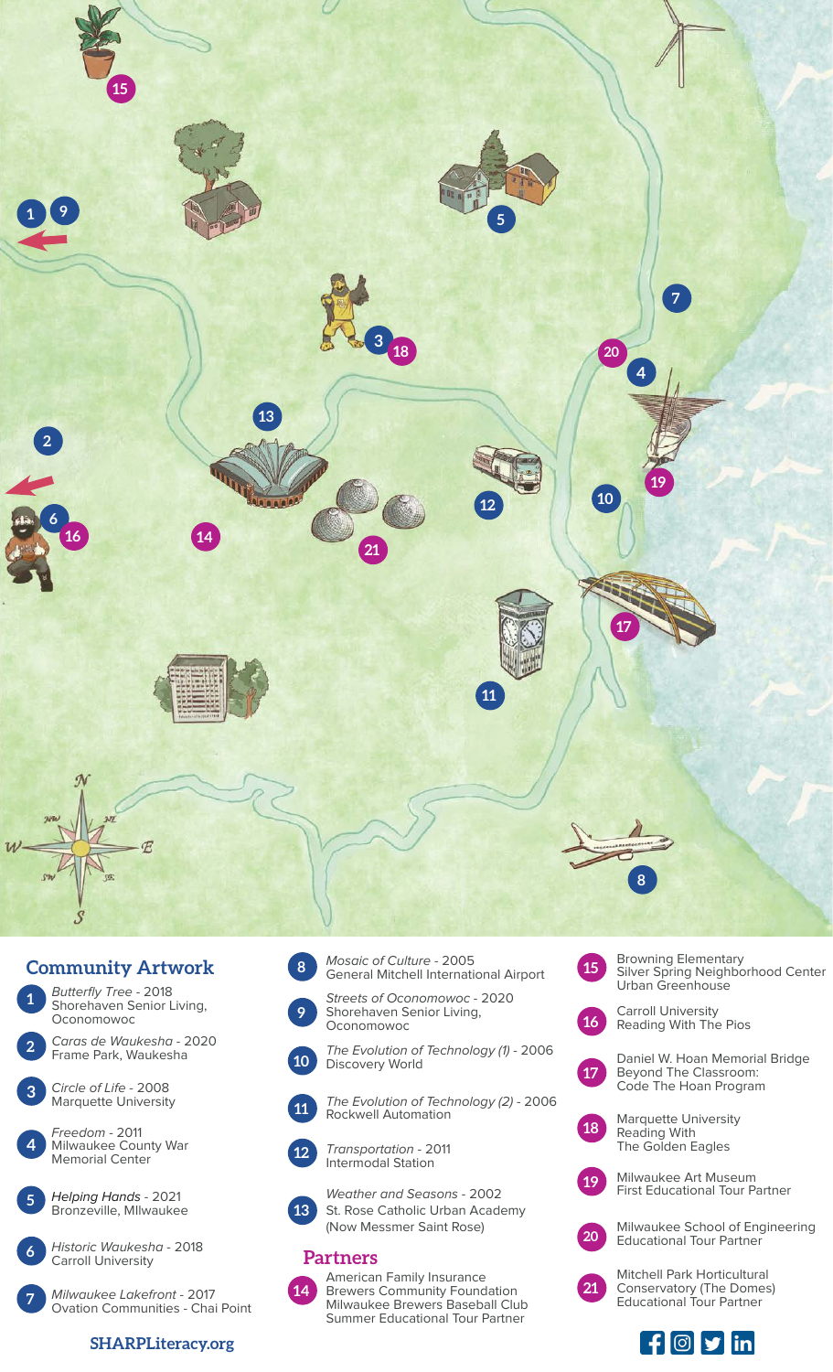## Community Artwork

1. *Butterfly Tree* - 2018
   Shorehaven Senior Living, Oconomowoc
2. *Caras de Waukesha* - 2020
   Frame Park, Waukesha
3. *Circle of Life* - 2008
   Marquette University
4. *Freedom* - 2011
   Milwaukee County War Memorial Center
5. *Helping Hands* - 2021
   Bronzeville, MIlwaukee
6. *Historic Waukesha* - 2018
   Carroll University
7. *Milwaukee Lakefront* - 2017
   Ovation Communities - Chai Point
8. *Mosaic of Culture* - 2005
   General Mitchell International Airport
9. *Streets of Oconomowoc* - 2020
   Shorehaven Senior Living, Oconomowoc
10. *The Evolution of Technology (1)* - 2006
    Discovery World
11. *The Evolution of Technology (2)* - 2006
    Rockwell Automation
12. *Transportation* - 2011
    Intermodal Station
13. *Weather and Seasons* - 2002
    St. Rose Catholic Urban Academy (Now Messmer Saint Rose)

## Partners

14. American Family Insurance
    Brewers Community Foundation
    Milwaukee Brewers Baseball Club
    Summer Educational Tour Partner
15. Browning Elementary
    Silver Spring Neighborhood Center
    Urban Greenhouse
16. Carroll University
    Reading With The Pios
17. Daniel W. Hoan Memorial Bridge
    Beyond The Classroom:
    Code The Hoan Program
18. Marquette University
    Reading With
    The Golden Eagles
19. Milwaukee Art Museum
    First Educational Tour Partner
20. Milwaukee School of Engineering
    Educational Tour Partner
21. Mitchell Park Horticultural
    Conservatory (The Domes)
    Educational Tour Partner

SHARPLiteracy.org